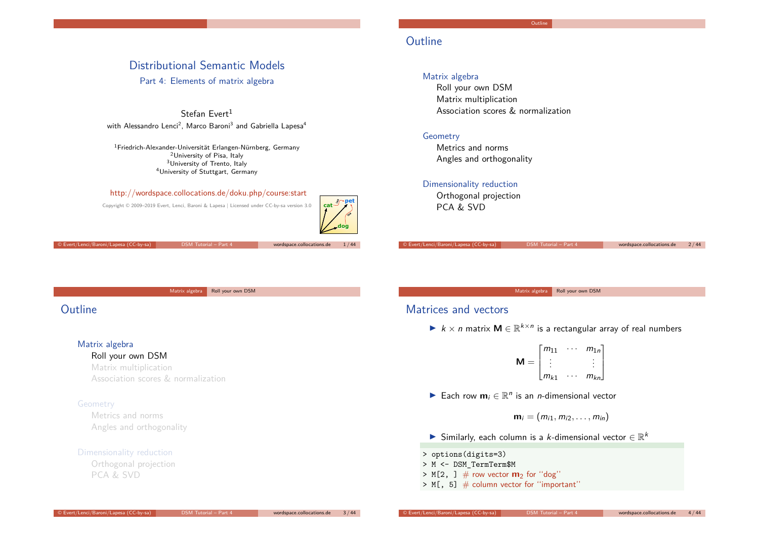# Distributional Semantic Models

## Part 4: Elements of matrix algebra

Stefan Evert[1]

with Alessandro Lenci[2], Marco Baroni[3] and Gabriella Lapesa[4]

[1]Friedrich-Alexander-Universität Erlangen-Nürnberg, Germany
[2]University of Pisa, Italy
[3]University of Trento, Italy
[4]University of Stuttgart, Germany

http://wordspace.collocations.de/doku.php/course:start

Copyright © 2009–2019 Evert, Lenci, Baroni & Lapesa | Licensed under CC-by-sa version 3.0

## Outline

**Matrix algebra**
- Roll your own DSM
- Matrix multiplication
- Association scores & normalization

**Geometry**
- Metrics and norms
- Angles and orthogonality

**Dimensionality reduction**
- Orthogonal projection
- PCA & SVD

## Outline

**Matrix algebra**
- Roll your own DSM
- Matrix multiplication
- Association scores & normalization

**Geometry**
- Metrics and norms
- Angles and orthogonality

**Dimensionality reduction**
- Orthogonal projection
- PCA & SVD

## Matrices and vectors

- $k \times n$ matrix $\mathbf{M} \in \mathbb{R}^{k \times n}$ is a rectangular array of real numbers

$$\mathbf{M} = \begin{bmatrix} m_{11} & \cdots & m_{1n} \\ \vdots & & \vdots \\ m_{k1} & \cdots & m_{kn} \end{bmatrix}$$

- Each row $\mathbf{m}_i \in \mathbb{R}^n$ is an $n$-dimensional vector

$$\mathbf{m}_i = (m_{i1}, m_{i2}, \ldots, m_{in})$$

- Similarly, each column is a $k$-dimensional vector $\in \mathbb{R}^k$

```
> options(digits=3)
> M <- DSM_TermTerm$M
> M[2, ] # row vector m2 for "dog"
> M[, 5] # column vector for "important"
```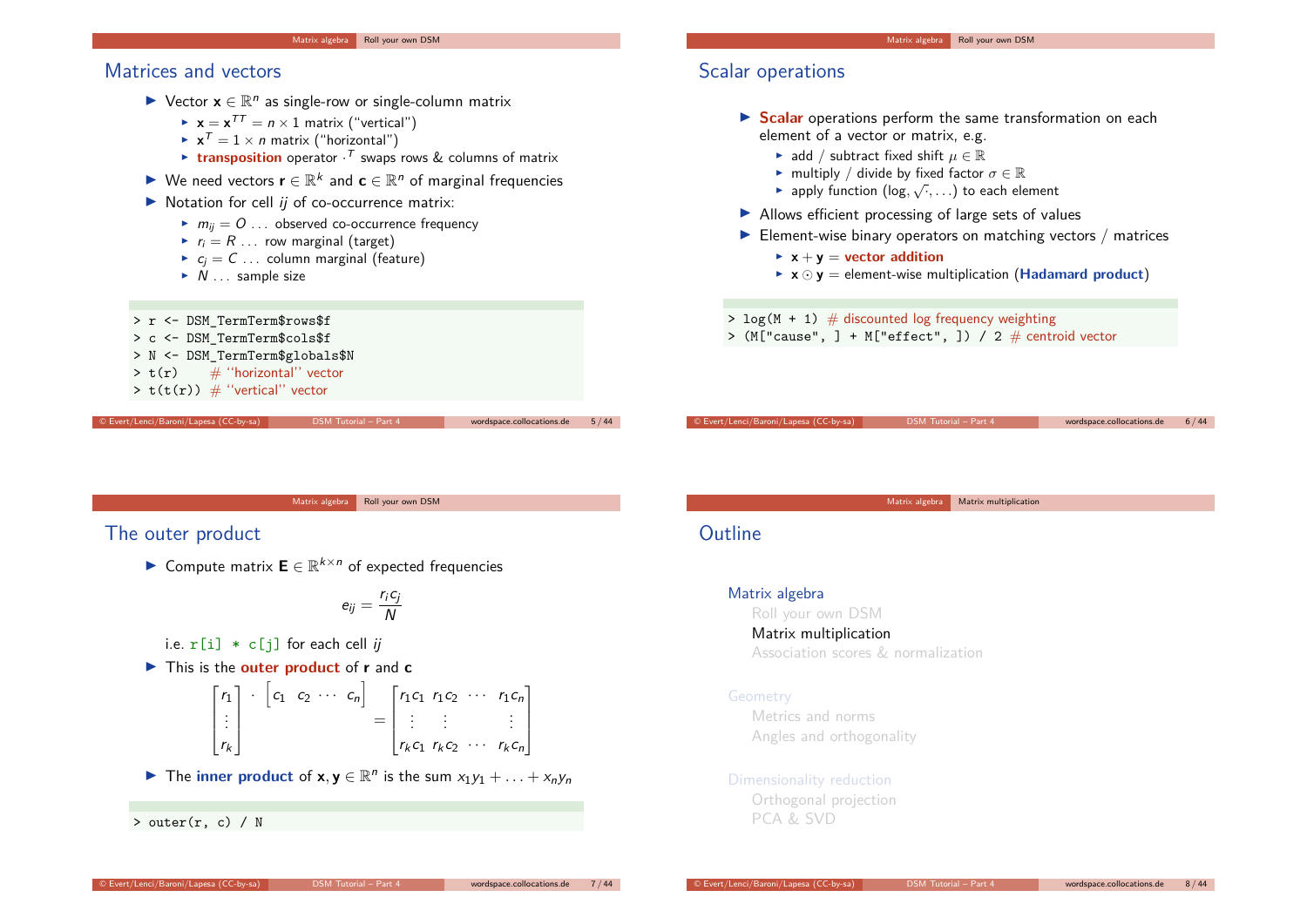## Matrices and vectors

- Vector $\mathbf{x} \in \mathbb{R}^n$ as single-row or single-column matrix
  - $\mathbf{x} = \mathbf{x}^{TT} = n \times 1$ matrix ("vertical")
  - $\mathbf{x}^T = 1 \times n$ matrix ("horizontal")
  - **transposition** operator $\cdot^T$ swaps rows & columns of matrix
- We need vectors $\mathbf{r} \in \mathbb{R}^k$ and $\mathbf{c} \in \mathbb{R}^n$ of marginal frequencies
- Notation for cell *ij* of co-occurrence matrix:
  - $m_{ij} = O \ldots$ observed co-occurrence frequency
  - $r_i = R \ldots$ row marginal (target)
  - $c_j = C \ldots$ column marginal (feature)
  - $N \ldots$ sample size

```
> r <- DSM_TermTerm$rows$f
> c <- DSM_TermTerm$cols$f
> N <- DSM_TermTerm$globals$N
> t(r)     # ''horizontal'' vector
> t(t(r))  # ''vertical'' vector
```

## Scalar operations

- **Scalar** operations perform the same transformation on each element of a vector or matrix, e.g.
  - add / subtract fixed shift $\mu \in \mathbb{R}$
  - multiply / divide by fixed factor $\sigma \in \mathbb{R}$
  - apply function ($\log, \sqrt{\cdot}, \ldots$) to each element
- Allows efficient processing of large sets of values
- Element-wise binary operators on matching vectors / matrices
  - $\mathbf{x} + \mathbf{y}$ = **vector addition**
  - $\mathbf{x} \odot \mathbf{y}$ = element-wise multiplication (**Hadamard product**)

```
> log(M + 1)  # discounted log frequency weighting
> (M["cause", ] + M["effect", ]) / 2  # centroid vector
```

## The outer product

- Compute matrix $\mathbf{E} \in \mathbb{R}^{k \times n}$ of expected frequencies

$$e_{ij} = \frac{r_i c_j}{N}$$

i.e. `r[i] * c[j]` for each cell *ij*

- This is the **outer product** of $\mathbf{r}$ and $\mathbf{c}$

$$\begin{bmatrix} r_1 \\ \vdots \\ r_k \end{bmatrix} \cdot \begin{bmatrix} c_1 & c_2 & \cdots & c_n \end{bmatrix} = \begin{bmatrix} r_1 c_1 & r_1 c_2 & \cdots & r_1 c_n \\ \vdots & \vdots & & \vdots \\ r_k c_1 & r_k c_2 & \cdots & r_k c_n \end{bmatrix}$$

- The **inner product** of $\mathbf{x}, \mathbf{y} \in \mathbb{R}^n$ is the sum $x_1 y_1 + \ldots + x_n y_n$

```
> outer(r, c) / N
```

## Outline

Matrix algebra
- Roll your own DSM
- Matrix multiplication
- Association scores & normalization

Geometry
- Metrics and norms
- Angles and orthogonality

Dimensionality reduction
- Orthogonal projection
- PCA & SVD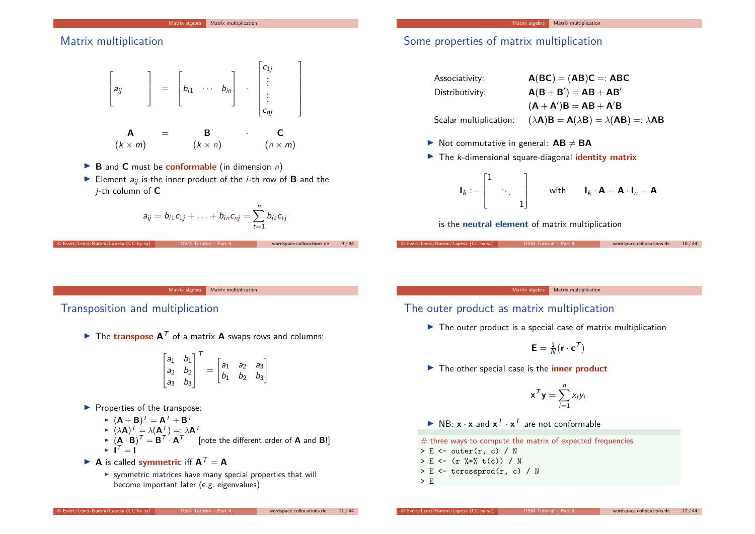## Matrix multiplication

$$
\begin{bmatrix} & & \\ a_{ij} & & \\ & & \end{bmatrix} = \begin{bmatrix} & & \\ b_{i1} & \cdots & b_{in} \\ & & \end{bmatrix} \cdot \begin{bmatrix} c_{1j} & & \\ \vdots & & \\ \vdots & & \\ c_{nj} & & \end{bmatrix}
$$

$$
\underset{(k \times m)}{\mathbf{A}} = \underset{(k \times n)}{\mathbf{B}} \cdot \underset{(n \times m)}{\mathbf{C}}
$$

- **B** and **C** must be **conformable** (in dimension $n$)
- Element $a_{ij}$ is the inner product of the $i$-th row of **B** and the $j$-th column of **C**

$$
a_{ij} = b_{i1}c_{1j} + \ldots + b_{in}c_{nj} = \sum_{t=1}^{n} b_{it}c_{tj}
$$

## Some properties of matrix multiplication

| | |
|---|---|
| Associativity: | $\mathbf{A}(\mathbf{BC}) = (\mathbf{AB})\mathbf{C} =: \mathbf{ABC}$ |
| Distributivity: | $\mathbf{A}(\mathbf{B} + \mathbf{B}') = \mathbf{AB} + \mathbf{AB}'$ |
| | $(\mathbf{A} + \mathbf{A}')\mathbf{B} = \mathbf{AB} + \mathbf{A}'\mathbf{B}$ |
| Scalar multiplication: | $(\lambda\mathbf{A})\mathbf{B} = \mathbf{A}(\lambda\mathbf{B}) = \lambda(\mathbf{AB}) =: \lambda\mathbf{AB}$ |

- Not commutative in general: $\mathbf{AB} \neq \mathbf{BA}$
- The $k$-dimensional square-diagonal **identity matrix**

$$
\mathbf{I}_k := \begin{bmatrix} 1 & & \\ & \ddots & \\ & & 1 \end{bmatrix} \qquad \text{with} \qquad \mathbf{I}_k \cdot \mathbf{A} = \mathbf{A} \cdot \mathbf{I}_n = \mathbf{A}
$$

is the **neutral element** of matrix multiplication

## Transposition and multiplication

- The **transpose** $\mathbf{A}^T$ of a matrix **A** swaps rows and columns:

$$
\begin{bmatrix} a_1 & b_1 \\ a_2 & b_2 \\ a_3 & b_3 \end{bmatrix}^T = \begin{bmatrix} a_1 & a_2 & a_3 \\ b_1 & b_2 & b_3 \end{bmatrix}
$$

- Properties of the transpose:
  - $(\mathbf{A} + \mathbf{B})^T = \mathbf{A}^T + \mathbf{B}^T$
  - $(\lambda\mathbf{A})^T = \lambda(\mathbf{A}^T) =: \lambda\mathbf{A}^T$
  - $(\mathbf{A} \cdot \mathbf{B})^T = \mathbf{B}^T \cdot \mathbf{A}^T$ [note the different order of **A** and **B**!]
  - $\mathbf{I}^T = \mathbf{I}$
- **A** is called **symmetric** iff $\mathbf{A}^T = \mathbf{A}$
  - symmetric matrices have many special properties that will become important later (e.g. eigenvalues)

## The outer product as matrix multiplication

- The outer product is a special case of matrix multiplication

$$
\mathbf{E} = \tfrac{1}{N}(\mathbf{r} \cdot \mathbf{c}^T)
$$

- The other special case is the **inner product**

$$
\mathbf{x}^T\mathbf{y} = \sum_{i=1}^{n} x_i y_i
$$

- NB: $\mathbf{x} \cdot \mathbf{x}$ and $\mathbf{x}^T \cdot \mathbf{x}^T$ are not conformable

```
# three ways to compute the matrix of expected frequencies
> E <- outer(r, c) / N
> E <- (r %*% t(c)) / N
> E <- tcrossprod(r, c) / N
> E
```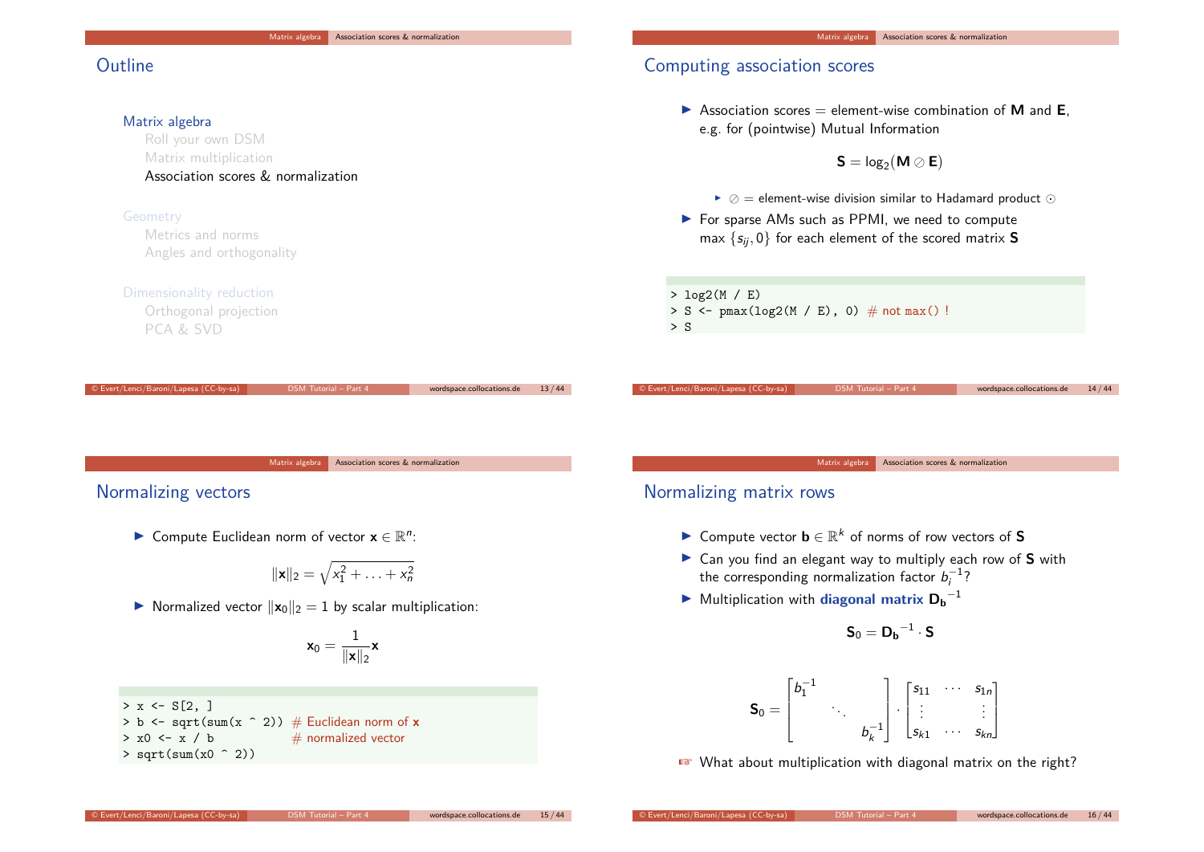## Outline

**Matrix algebra**
- Roll your own DSM
- Matrix multiplication
- Association scores & normalization

**Geometry**
- Metrics and norms
- Angles and orthogonality

**Dimensionality reduction**
- Orthogonal projection
- PCA & SVD

## Computing association scores

- Association scores = element-wise combination of **M** and **E**, e.g. for (pointwise) Mutual Information

$$\mathbf{S} = \log_2(\mathbf{M} \oslash \mathbf{E})$$

  - $\oslash$ = element-wise division similar to Hadamard product $\odot$
- For sparse AMs such as PPMI, we need to compute $\max\{s_{ij}, 0\}$ for each element of the scored matrix **S**

```
> log2(M / E)
> S <- pmax(log2(M / E), 0) # not max() !
> S
```

## Normalizing vectors

- Compute Euclidean norm of vector $\mathbf{x} \in \mathbb{R}^n$:

$$\|\mathbf{x}\|_2 = \sqrt{x_1^2 + \ldots + x_n^2}$$

- Normalized vector $\|\mathbf{x}_0\|_2 = 1$ by scalar multiplication:

$$\mathbf{x}_0 = \frac{1}{\|\mathbf{x}\|_2}\mathbf{x}$$

```
> x <- S[2, ]
> b <- sqrt(sum(x ^ 2)) # Euclidean norm of x
> x0 <- x / b           # normalized vector
> sqrt(sum(x0 ^ 2))
```

## Normalizing matrix rows

- Compute vector $\mathbf{b} \in \mathbb{R}^k$ of norms of row vectors of **S**
- Can you find an elegant way to multiply each row of **S** with the corresponding normalization factor $b_i^{-1}$?
- Multiplication with **diagonal matrix** $\mathbf{D_b}^{-1}$

$$\mathbf{S}_0 = \mathbf{D_b}^{-1} \cdot \mathbf{S}$$

$$\mathbf{S}_0 = \begin{bmatrix} b_1^{-1} & & \\ & \ddots & \\ & & b_k^{-1} \end{bmatrix} \cdot \begin{bmatrix} s_{11} & \cdots & s_{1n} \\ \vdots & & \vdots \\ s_{k1} & \cdots & s_{kn} \end{bmatrix}$$

☞ What about multiplication with diagonal matrix on the right?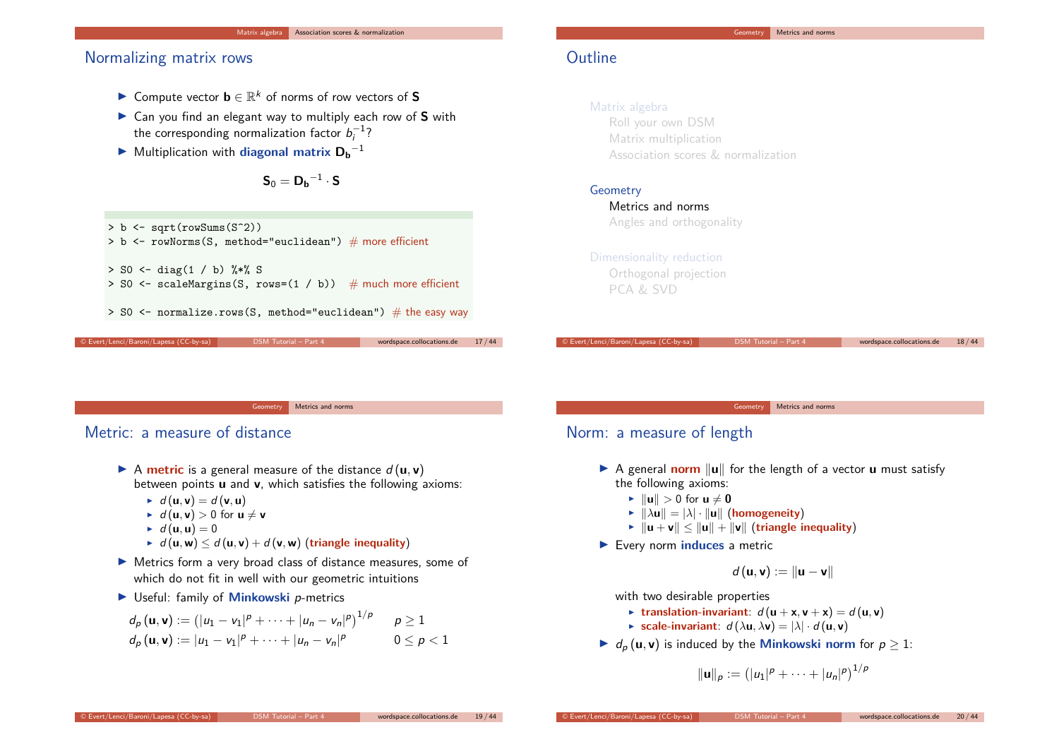## Normalizing matrix rows

- Compute vector $\mathbf{b} \in \mathbb{R}^k$ of norms of row vectors of $\mathbf{S}$
- Can you find an elegant way to multiply each row of $\mathbf{S}$ with the corresponding normalization factor $b_i^{-1}$?
- Multiplication with **diagonal matrix** $\mathbf{D_b}^{-1}$

$$\mathbf{S}_0 = \mathbf{D_b}^{-1} \cdot \mathbf{S}$$

```
> b <- sqrt(rowSums(S^2))
> b <- rowNorms(S, method="euclidean")  # more efficient

> S0 <- diag(1 / b) %*% S
> S0 <- scaleMargins(S, rows=(1 / b))   # much more efficient

> S0 <- normalize.rows(S, method="euclidean")  # the easy way
```

## Outline

Matrix algebra
- Roll your own DSM
- Matrix multiplication
- Association scores & normalization

Geometry
- Metrics and norms
- Angles and orthogonality

Dimensionality reduction
- Orthogonal projection
- PCA & SVD

## Metric: a measure of distance

- A **metric** is a general measure of the distance $d(\mathbf{u}, \mathbf{v})$ between points $\mathbf{u}$ and $\mathbf{v}$, which satisfies the following axioms:
  - $d(\mathbf{u}, \mathbf{v}) = d(\mathbf{v}, \mathbf{u})$
  - $d(\mathbf{u}, \mathbf{v}) > 0$ for $\mathbf{u} \neq \mathbf{v}$
  - $d(\mathbf{u}, \mathbf{u}) = 0$
  - $d(\mathbf{u}, \mathbf{w}) \leq d(\mathbf{u}, \mathbf{v}) + d(\mathbf{v}, \mathbf{w})$ (**triangle inequality**)
- Metrics form a very broad class of distance measures, some of which do not fit in well with our geometric intuitions
- Useful: family of **Minkowski** $p$-metrics

$$d_p(\mathbf{u}, \mathbf{v}) := \left(|u_1 - v_1|^p + \cdots + |u_n - v_n|^p\right)^{1/p} \qquad p \geq 1$$
$$d_p(\mathbf{u}, \mathbf{v}) := |u_1 - v_1|^p + \cdots + |u_n - v_n|^p \qquad 0 \leq p < 1$$

## Norm: a measure of length

- A general **norm** $\|\mathbf{u}\|$ for the length of a vector $\mathbf{u}$ must satisfy the following axioms:
  - $\|\mathbf{u}\| > 0$ for $\mathbf{u} \neq \mathbf{0}$
  - $\|\lambda\mathbf{u}\| = |\lambda| \cdot \|\mathbf{u}\|$ (**homogeneity**)
  - $\|\mathbf{u} + \mathbf{v}\| \leq \|\mathbf{u}\| + \|\mathbf{v}\|$ (**triangle inequality**)
- Every norm **induces** a metric

$$d(\mathbf{u}, \mathbf{v}) := \|\mathbf{u} - \mathbf{v}\|$$

  with two desirable properties
  - **translation-invariant**: $d(\mathbf{u} + \mathbf{x}, \mathbf{v} + \mathbf{x}) = d(\mathbf{u}, \mathbf{v})$
  - **scale-invariant**: $d(\lambda\mathbf{u}, \lambda\mathbf{v}) = |\lambda| \cdot d(\mathbf{u}, \mathbf{v})$
- $d_p(\mathbf{u}, \mathbf{v})$ is induced by the **Minkowski norm** for $p \geq 1$:

$$\|\mathbf{u}\|_p := \left(|u_1|^p + \cdots + |u_n|^p\right)^{1/p}$$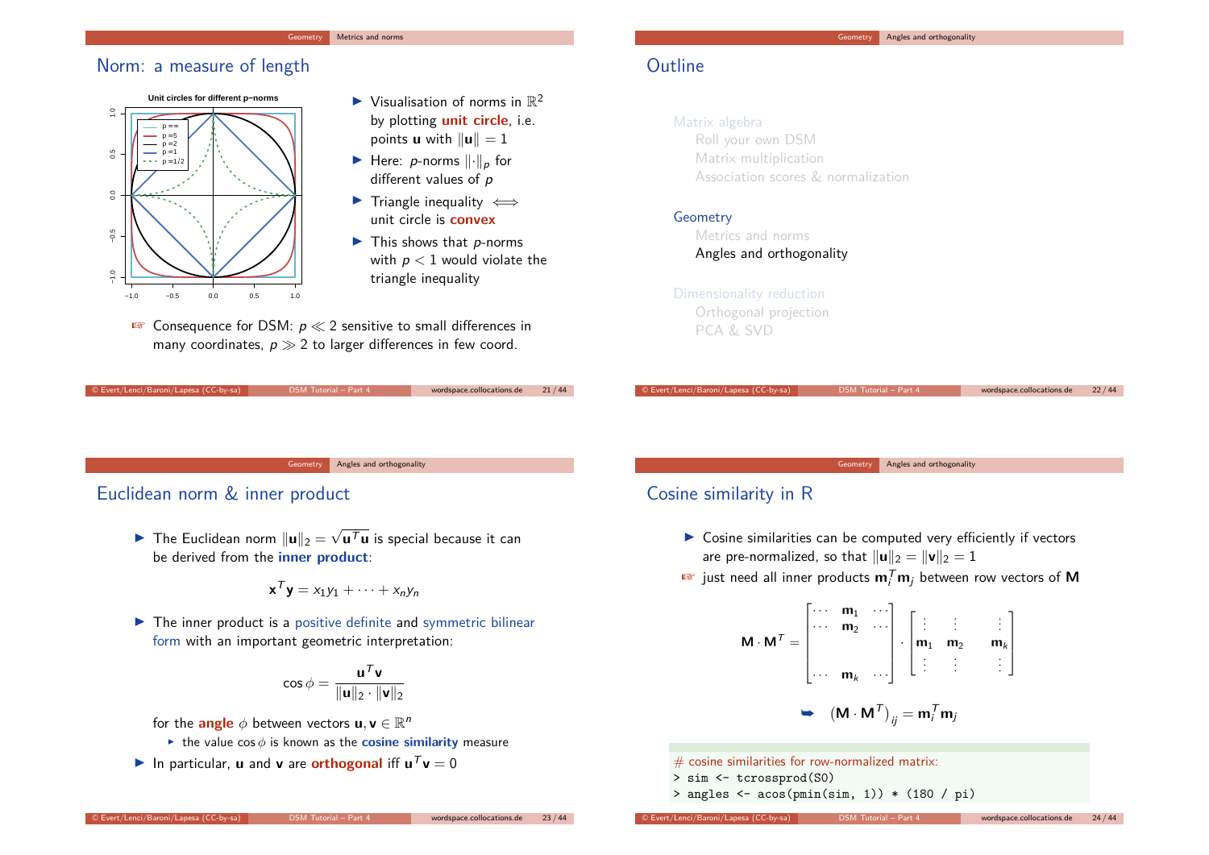## Norm: a measure of length

**Unit circles for different p–norms**

- Visualisation of norms in $\mathbb{R}^2$ by plotting **unit circle**, i.e. points $\mathbf{u}$ with $\|\mathbf{u}\| = 1$
- Here: $p$-norms $\|\cdot\|_p$ for different values of $p$
- Triangle inequality $\iff$ unit circle is **convex**
- This shows that $p$-norms with $p < 1$ would violate the triangle inequality

☞ Consequence for DSM: $p \ll 2$ sensitive to small differences in many coordinates, $p \gg 2$ to larger differences in few coord.

## Outline

Matrix algebra
- Roll your own DSM
- Matrix multiplication
- Association scores & normalization

Geometry
- Metrics and norms
- Angles and orthogonality

Dimensionality reduction
- Orthogonal projection
- PCA & SVD

## Euclidean norm & inner product

- The Euclidean norm $\|\mathbf{u}\|_2 = \sqrt{\mathbf{u}^T\mathbf{u}}$ is special because it can be derived from the **inner product**:

$$\mathbf{x}^T\mathbf{y} = x_1y_1 + \cdots + x_ny_n$$

- The inner product is a positive definite and symmetric bilinear form with an important geometric interpretation:

$$\cos\phi = \frac{\mathbf{u}^T\mathbf{v}}{\|\mathbf{u}\|_2 \cdot \|\mathbf{v}\|_2}$$

for the **angle** $\phi$ between vectors $\mathbf{u}, \mathbf{v} \in \mathbb{R}^n$
  - the value $\cos\phi$ is known as the **cosine similarity** measure
- In particular, $\mathbf{u}$ and $\mathbf{v}$ are **orthogonal** iff $\mathbf{u}^T\mathbf{v} = 0$

## Cosine similarity in R

- Cosine similarities can be computed very efficiently if vectors are pre-normalized, so that $\|\mathbf{u}\|_2 = \|\mathbf{v}\|_2 = 1$

☞ just need all inner products $\mathbf{m}_i^T\mathbf{m}_j$ between row vectors of $\mathbf{M}$

$$\mathbf{M}\cdot\mathbf{M}^T = \begin{bmatrix} \cdots & \mathbf{m}_1 & \cdots \\ \cdots & \mathbf{m}_2 & \cdots \\ & & \\ \cdots & \mathbf{m}_k & \cdots \end{bmatrix} \cdot \begin{bmatrix} \vdots & \vdots & & \vdots \\ \mathbf{m}_1 & \mathbf{m}_2 & & \mathbf{m}_k \\ \vdots & \vdots & & \vdots \end{bmatrix}$$

$$\Rightarrow \quad \left(\mathbf{M}\cdot\mathbf{M}^T\right)_{ij} = \mathbf{m}_i^T\mathbf{m}_j$$

```
# cosine similarities for row-normalized matrix:
> sim <- tcrossprod(S0)
> angles <- acos(pmin(sim, 1)) * (180 / pi)
```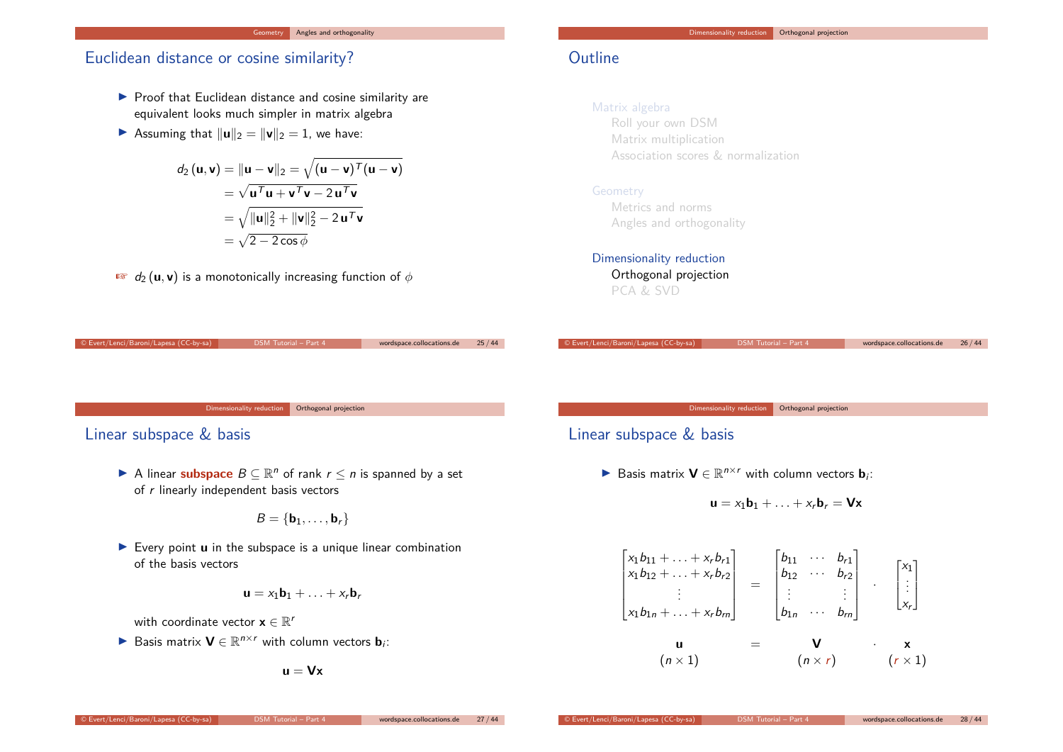## Euclidean distance or cosine similarity?

- Proof that Euclidean distance and cosine similarity are equivalent looks much simpler in matrix algebra
- Assuming that $\|\mathbf{u}\|_2 = \|\mathbf{v}\|_2 = 1$, we have:

$$
\begin{aligned}
d_2(\mathbf{u}, \mathbf{v}) &= \|\mathbf{u} - \mathbf{v}\|_2 = \sqrt{(\mathbf{u} - \mathbf{v})^T(\mathbf{u} - \mathbf{v})} \\
&= \sqrt{\mathbf{u}^T\mathbf{u} + \mathbf{v}^T\mathbf{v} - 2\,\mathbf{u}^T\mathbf{v}} \\
&= \sqrt{\|\mathbf{u}\|_2^2 + \|\mathbf{v}\|_2^2 - 2\,\mathbf{u}^T\mathbf{v}} \\
&= \sqrt{2 - 2\cos\phi}
\end{aligned}
$$

☞ $d_2(\mathbf{u}, \mathbf{v})$ is a monotonically increasing function of $\phi$

## Outline

Matrix algebra
- Roll your own DSM
- Matrix multiplication
- Association scores & normalization

Geometry
- Metrics and norms
- Angles and orthogonality

Dimensionality reduction
- Orthogonal projection
- PCA & SVD

## Linear subspace & basis

- A linear **subspace** $B \subseteq \mathbb{R}^n$ of rank $r \leq n$ is spanned by a set of $r$ linearly independent basis vectors

$$B = \{\mathbf{b}_1, \ldots, \mathbf{b}_r\}$$

- Every point $\mathbf{u}$ in the subspace is a unique linear combination of the basis vectors

$$\mathbf{u} = x_1\mathbf{b}_1 + \ldots + x_r\mathbf{b}_r$$

  with coordinate vector $\mathbf{x} \in \mathbb{R}^r$
- Basis matrix $\mathbf{V} \in \mathbb{R}^{n \times r}$ with column vectors $\mathbf{b}_i$:

$$\mathbf{u} = \mathbf{V}\mathbf{x}$$

## Linear subspace & basis

- Basis matrix $\mathbf{V} \in \mathbb{R}^{n \times r}$ with column vectors $\mathbf{b}_i$:

$$\mathbf{u} = x_1\mathbf{b}_1 + \ldots + x_r\mathbf{b}_r = \mathbf{V}\mathbf{x}$$

$$
\begin{bmatrix}
x_1 b_{11} + \ldots + x_r b_{r1} \\
x_1 b_{12} + \ldots + x_r b_{r2} \\
\vdots \\
x_1 b_{1n} + \ldots + x_r b_{rn}
\end{bmatrix}
=
\begin{bmatrix}
b_{11} & \cdots & b_{r1} \\
b_{12} & \cdots & b_{r2} \\
\vdots & & \vdots \\
b_{1n} & \cdots & b_{rn}
\end{bmatrix}
\cdot
\begin{bmatrix}
x_1 \\
\vdots \\
x_r
\end{bmatrix}
$$

$$
\underset{(n \times 1)}{\mathbf{u}} = \underset{(n \times r)}{\mathbf{V}} \cdot \underset{(r \times 1)}{\mathbf{x}}
$$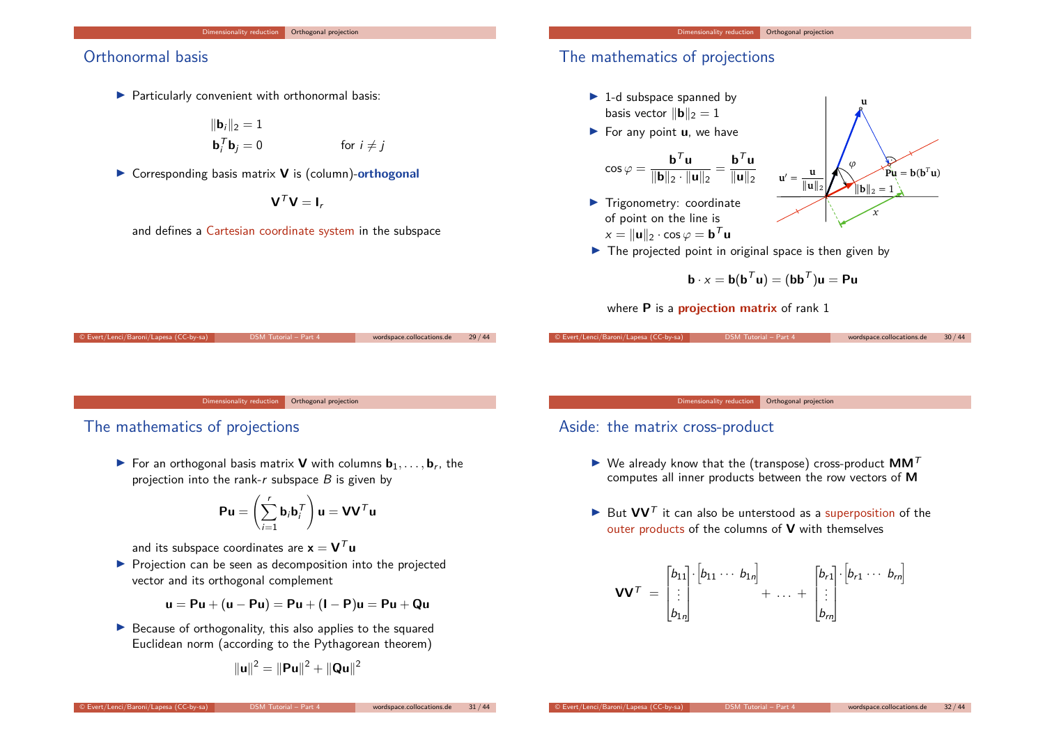## Orthonormal basis

- Particularly convenient with orthonormal basis:

$$\|\mathbf{b}_i\|_2 = 1$$
$$\mathbf{b}_i^T \mathbf{b}_j = 0 \qquad \text{for } i \neq j$$

- Corresponding basis matrix $\mathbf{V}$ is (column)-**orthogonal**

$$\mathbf{V}^T\mathbf{V} = \mathbf{I}_r$$

and defines a Cartesian coordinate system in the subspace

## The mathematics of projections

- 1-d subspace spanned by basis vector $\|\mathbf{b}\|_2 = 1$
- For any point $\mathbf{u}$, we have

$$\cos\varphi = \frac{\mathbf{b}^T\mathbf{u}}{\|\mathbf{b}\|_2 \cdot \|\mathbf{u}\|_2} = \frac{\mathbf{b}^T\mathbf{u}}{\|\mathbf{u}\|_2}$$

- Trigonometry: coordinate of point on the line is $x = \|\mathbf{u}\|_2 \cdot \cos\varphi = \mathbf{b}^T\mathbf{u}$
- The projected point in original space is then given by

$$\mathbf{b} \cdot x = \mathbf{b}(\mathbf{b}^T\mathbf{u}) = (\mathbf{b}\mathbf{b}^T)\mathbf{u} = \mathbf{P}\mathbf{u}$$

where $\mathbf{P}$ is a **projection matrix** of rank 1

## The mathematics of projections

- For an orthogonal basis matrix $\mathbf{V}$ with columns $\mathbf{b}_1, \ldots, \mathbf{b}_r$, the projection into the rank-$r$ subspace $B$ is given by

$$\mathbf{P}\mathbf{u} = \left(\sum_{i=1}^{r} \mathbf{b}_i \mathbf{b}_i^T\right)\mathbf{u} = \mathbf{V}\mathbf{V}^T\mathbf{u}$$

and its subspace coordinates are $\mathbf{x} = \mathbf{V}^T\mathbf{u}$

- Projection can be seen as decomposition into the projected vector and its orthogonal complement

$$\mathbf{u} = \mathbf{P}\mathbf{u} + (\mathbf{u} - \mathbf{P}\mathbf{u}) = \mathbf{P}\mathbf{u} + (\mathbf{I} - \mathbf{P})\mathbf{u} = \mathbf{P}\mathbf{u} + \mathbf{Q}\mathbf{u}$$

- Because of orthogonality, this also applies to the squared Euclidean norm (according to the Pythagorean theorem)

$$\|\mathbf{u}\|^2 = \|\mathbf{P}\mathbf{u}\|^2 + \|\mathbf{Q}\mathbf{u}\|^2$$

## Aside: the matrix cross-product

- We already know that the (transpose) cross-product $\mathbf{M}\mathbf{M}^T$ computes all inner products between the row vectors of $\mathbf{M}$
- But $\mathbf{V}\mathbf{V}^T$ it can also be unterstood as a superposition of the outer products of the columns of $\mathbf{V}$ with themselves

$$\mathbf{V}\mathbf{V}^T = \begin{bmatrix} b_{11} \\ \vdots \\ b_{1n} \end{bmatrix} \cdot \begin{bmatrix} b_{11} & \cdots & b_{1n} \end{bmatrix} + \ldots + \begin{bmatrix} b_{r1} \\ \vdots \\ b_{rn} \end{bmatrix} \cdot \begin{bmatrix} b_{r1} & \cdots & b_{rn} \end{bmatrix}$$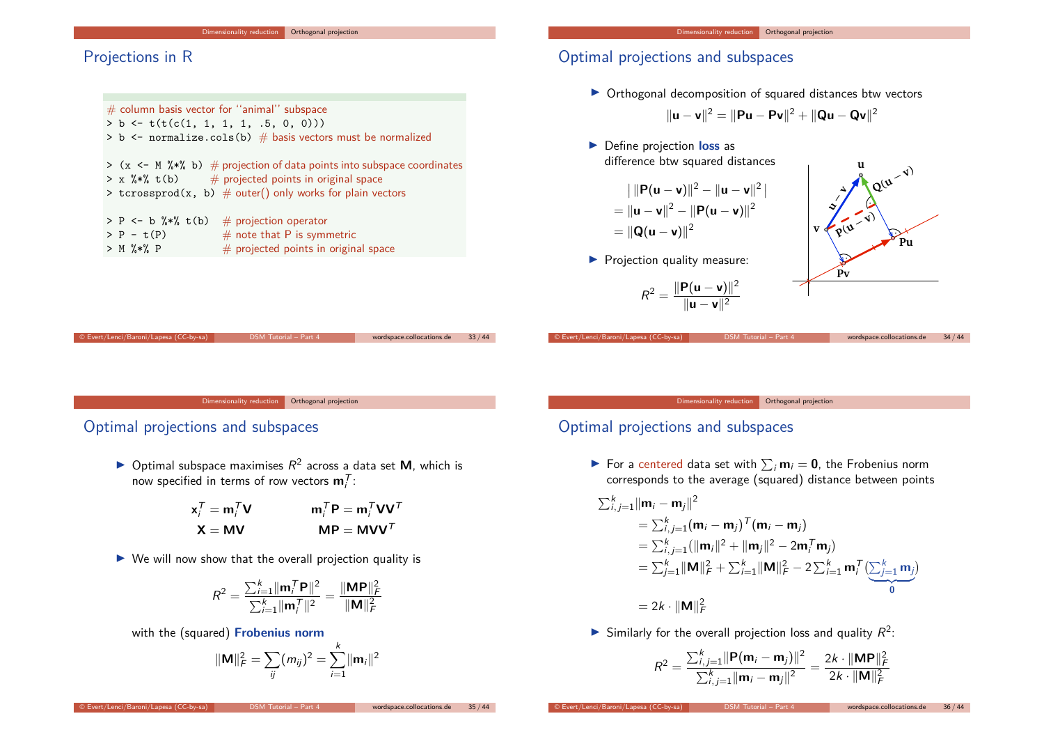## Projections in R

```
# column basis vector for ''animal'' subspace
> b <- t(t(c(1, 1, 1, 1, .5, 0, 0)))
> b <- normalize.cols(b)  # basis vectors must be normalized

> (x <- M %*% b)  # projection of data points into subspace coordinates
> x %*% t(b)      # projected points in original space
> tcrossprod(x, b)  # outer() only works for plain vectors

> P <- b %*% t(b)   # projection operator
> P - t(P)          # note that P is symmetric
> M %*% P           # projected points in original space
```

## Optimal projections and subspaces

- Orthogonal decomposition of squared distances btw vectors

$$\|\mathbf{u} - \mathbf{v}\|^2 = \|\mathbf{P}\mathbf{u} - \mathbf{P}\mathbf{v}\|^2 + \|\mathbf{Q}\mathbf{u} - \mathbf{Q}\mathbf{v}\|^2$$

- Define projection **loss** as difference btw squared distances

$$\left| \, \|\mathbf{P}(\mathbf{u} - \mathbf{v})\|^2 - \|\mathbf{u} - \mathbf{v}\|^2 \, \right|$$
$$= \|\mathbf{u} - \mathbf{v}\|^2 - \|\mathbf{P}(\mathbf{u} - \mathbf{v})\|^2$$
$$= \|\mathbf{Q}(\mathbf{u} - \mathbf{v})\|^2$$

- Projection quality measure:

$$R^2 = \frac{\|\mathbf{P}(\mathbf{u} - \mathbf{v})\|^2}{\|\mathbf{u} - \mathbf{v}\|^2}$$

## Optimal projections and subspaces

- Optimal subspace maximises $R^2$ across a data set $\mathbf{M}$, which is now specified in terms of row vectors $\mathbf{m}_i^T$:

$$\mathbf{x}_i^T = \mathbf{m}_i^T \mathbf{V} \qquad \mathbf{m}_i^T \mathbf{P} = \mathbf{m}_i^T \mathbf{V}\mathbf{V}^T$$
$$\mathbf{X} = \mathbf{M}\mathbf{V} \qquad \mathbf{M}\mathbf{P} = \mathbf{M}\mathbf{V}\mathbf{V}^T$$

- We will now show that the overall projection quality is

$$R^2 = \frac{\sum_{i=1}^k \|\mathbf{m}_i^T \mathbf{P}\|^2}{\sum_{i=1}^k \|\mathbf{m}_i^T\|^2} = \frac{\|\mathbf{M}\mathbf{P}\|_F^2}{\|\mathbf{M}\|_F^2}$$

with the (squared) **Frobenius norm**

$$\|\mathbf{M}\|_F^2 = \sum_{ij} (m_{ij})^2 = \sum_{i=1}^k \|\mathbf{m}_i\|^2$$

## Optimal projections and subspaces

- For a centered data set with $\sum_i \mathbf{m}_i = \mathbf{0}$, the Frobenius norm corresponds to the average (squared) distance between points

$$\sum_{i,j=1}^k \|\mathbf{m}_i - \mathbf{m}_j\|^2$$
$$= \sum_{i,j=1}^k (\mathbf{m}_i - \mathbf{m}_j)^T (\mathbf{m}_i - \mathbf{m}_j)$$
$$= \sum_{i,j=1}^k \left( \|\mathbf{m}_i\|^2 + \|\mathbf{m}_j\|^2 - 2\mathbf{m}_i^T \mathbf{m}_j \right)$$
$$= \sum_{j=1}^k \|\mathbf{M}\|_F^2 + \sum_{i=1}^k \|\mathbf{M}\|_F^2 - 2 \sum_{i=1}^k \mathbf{m}_i^T \underbrace{\left( \sum_{j=1}^k \mathbf{m}_j \right)}_{\mathbf{0}}$$
$$= 2k \cdot \|\mathbf{M}\|_F^2$$

- Similarly for the overall projection loss and quality $R^2$:

$$R^2 = \frac{\sum_{i,j=1}^k \|\mathbf{P}(\mathbf{m}_i - \mathbf{m}_j)\|^2}{\sum_{i,j=1}^k \|\mathbf{m}_i - \mathbf{m}_j\|^2} = \frac{2k \cdot \|\mathbf{M}\mathbf{P}\|_F^2}{2k \cdot \|\mathbf{M}\|_F^2}$$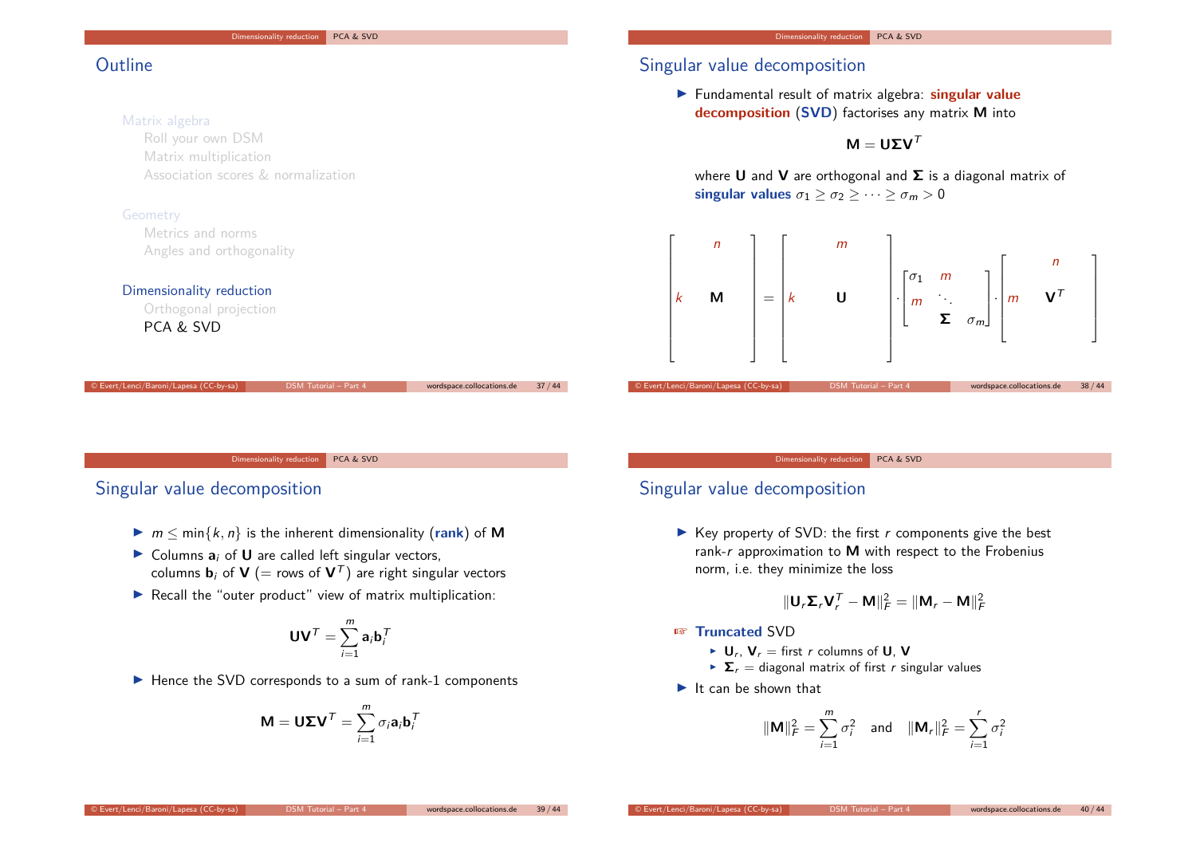## Outline

Matrix algebra
- Roll your own DSM
- Matrix multiplication
- Association scores & normalization

Geometry
- Metrics and norms
- Angles and orthogonality

Dimensionality reduction
- Orthogonal projection
- PCA & SVD

## Singular value decomposition

- Fundamental result of matrix algebra: **singular value decomposition** (**SVD**) factorises any matrix $\mathbf{M}$ into

$$\mathbf{M} = \mathbf{U}\boldsymbol{\Sigma}\mathbf{V}^T$$

where $\mathbf{U}$ and $\mathbf{V}$ are orthogonal and $\boldsymbol{\Sigma}$ is a diagonal matrix of **singular values** $\sigma_1 \geq \sigma_2 \geq \cdots \geq \sigma_m > 0$

$$\underbrace{\begin{bmatrix} & & \\ & \mathbf{M} & \\ & & \end{bmatrix}}_{k \times n} = \underbrace{\begin{bmatrix} & & \\ & \mathbf{U} & \\ & & \end{bmatrix}}_{k \times m} \cdot \underbrace{\begin{bmatrix} \sigma_1 & & \\ & \ddots & \\ & \boldsymbol{\Sigma} & \sigma_m \end{bmatrix}}_{m \times m} \cdot \underbrace{\begin{bmatrix} & \mathbf{V}^T & \end{bmatrix}}_{m \times n}$$

## Singular value decomposition

- $m \leq \min\{k, n\}$ is the inherent dimensionality (**rank**) of $\mathbf{M}$
- Columns $\mathbf{a}_i$ of $\mathbf{U}$ are called left singular vectors, columns $\mathbf{b}_i$ of $\mathbf{V}$ (= rows of $\mathbf{V}^T$) are right singular vectors
- Recall the "outer product" view of matrix multiplication:

$$\mathbf{U}\mathbf{V}^T = \sum_{i=1}^{m} \mathbf{a}_i \mathbf{b}_i^T$$

- Hence the SVD corresponds to a sum of rank-1 components

$$\mathbf{M} = \mathbf{U}\boldsymbol{\Sigma}\mathbf{V}^T = \sum_{i=1}^{m} \sigma_i \mathbf{a}_i \mathbf{b}_i^T$$

## Singular value decomposition

- Key property of SVD: the first $r$ components give the best rank-$r$ approximation to $\mathbf{M}$ with respect to the Frobenius norm, i.e. they minimize the loss

$$\|\mathbf{U}_r\boldsymbol{\Sigma}_r\mathbf{V}_r^T - \mathbf{M}\|_F^2 = \|\mathbf{M}_r - \mathbf{M}\|_F^2$$

☞ **Truncated** SVD
  - $\mathbf{U}_r$, $\mathbf{V}_r$ = first $r$ columns of $\mathbf{U}$, $\mathbf{V}$
  - $\boldsymbol{\Sigma}_r$ = diagonal matrix of first $r$ singular values

- It can be shown that

$$\|\mathbf{M}\|_F^2 = \sum_{i=1}^{m} \sigma_i^2 \quad \text{and} \quad \|\mathbf{M}_r\|_F^2 = \sum_{i=1}^{r} \sigma_i^2$$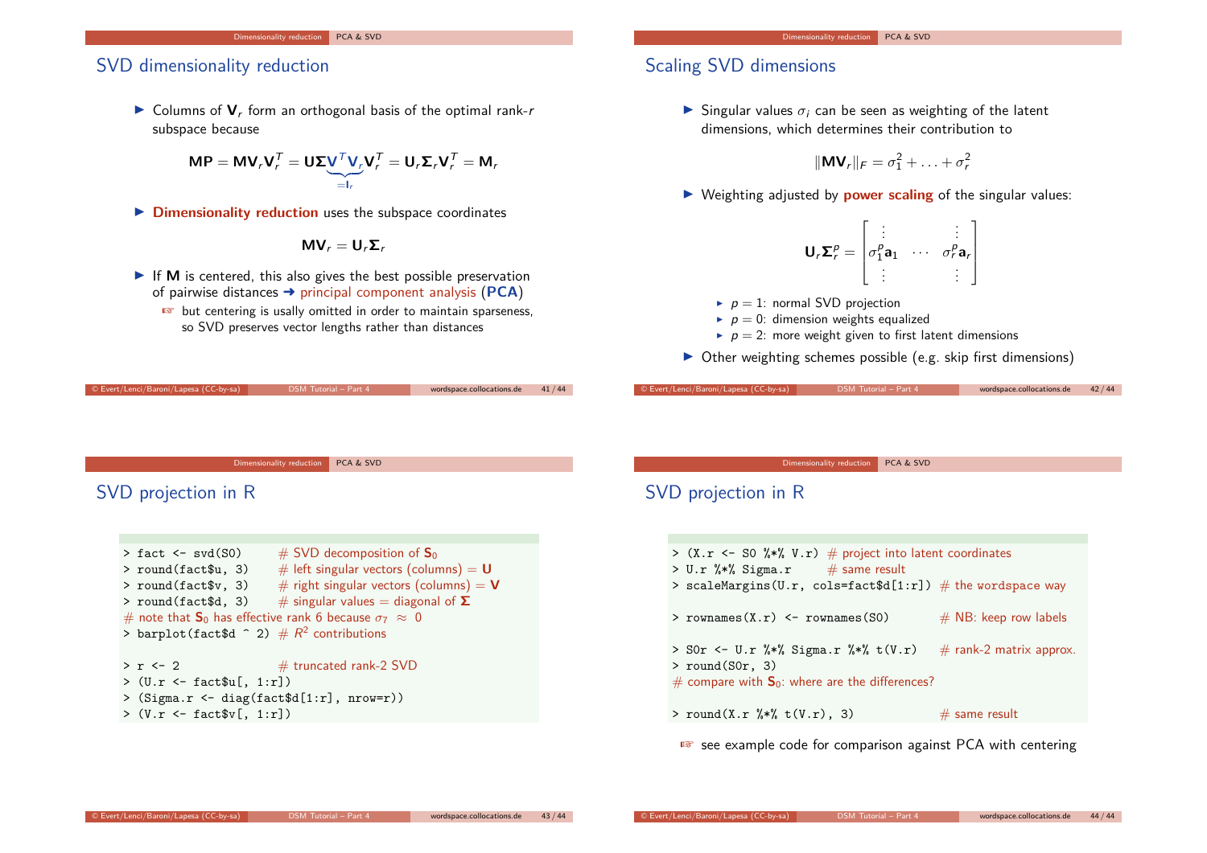## SVD dimensionality reduction

- Columns of $\mathbf{V}_r$ form an orthogonal basis of the optimal rank-$r$ subspace because

$$\mathbf{MP} = \mathbf{M}\mathbf{V}_r\mathbf{V}_r^T = \mathbf{U}\boldsymbol{\Sigma}\underbrace{\mathbf{V}^T\mathbf{V}_r}_{=\mathbf{I}_r}\mathbf{V}_r^T = \mathbf{U}_r\boldsymbol{\Sigma}_r\mathbf{V}_r^T = \mathbf{M}_r$$

- **Dimensionality reduction** uses the subspace coordinates

$$\mathbf{M}\mathbf{V}_r = \mathbf{U}_r\boldsymbol{\Sigma}_r$$

- If $\mathbf{M}$ is centered, this also gives the best possible preservation of pairwise distances ➜ principal component analysis (**PCA**)
  - ☞ but centering is usally omitted in order to maintain sparseness, so SVD preserves vector lengths rather than distances

## Scaling SVD dimensions

- Singular values $\sigma_i$ can be seen as weighting of the latent dimensions, which determines their contribution to

$$\|\mathbf{M}\mathbf{V}_r\|_F = \sigma_1^2 + \ldots + \sigma_r^2$$

- Weighting adjusted by **power scaling** of the singular values:

$$\mathbf{U}_r\boldsymbol{\Sigma}_r^p = \begin{bmatrix} \vdots & & \vdots \\ \sigma_1^p\mathbf{a}_1 & \cdots & \sigma_r^p\mathbf{a}_r \\ \vdots & & \vdots \end{bmatrix}$$

  - $p = 1$: normal SVD projection
  - $p = 0$: dimension weights equalized
  - $p = 2$: more weight given to first latent dimensions
- Other weighting schemes possible (e.g. skip first dimensions)

## SVD projection in R

```
> fact <- svd(S0)        # SVD decomposition of S0
> round(fact$u, 3)       # left singular vectors (columns) = U
> round(fact$v, 3)       # right singular vectors (columns) = V
> round(fact$d, 3)       # singular values = diagonal of Σ
# note that S0 has effective rank 6 because σ7 ≈ 0
> barplot(fact$d ^ 2)  # R^2 contributions

> r <- 2                 # truncated rank-2 SVD
> (U.r <- fact$u[, 1:r])
> (Sigma.r <- diag(fact$d[1:r], nrow=r))
> (V.r <- fact$v[, 1:r])
```

## SVD projection in R

```
> (X.r <- S0 %*% V.r)  # project into latent coordinates
> U.r %*% Sigma.r      # same result
> scaleMargins(U.r, cols=fact$d[1:r])  # the wordspace way

> rownames(X.r) <- rownames(S0)        # NB: keep row labels

> S0r <- U.r %*% Sigma.r %*% t(V.r)    # rank-2 matrix approx.
> round(S0r, 3)
# compare with S0: where are the differences?

> round(X.r %*% t(V.r), 3)             # same result
```

☞ see example code for comparison against PCA with centering